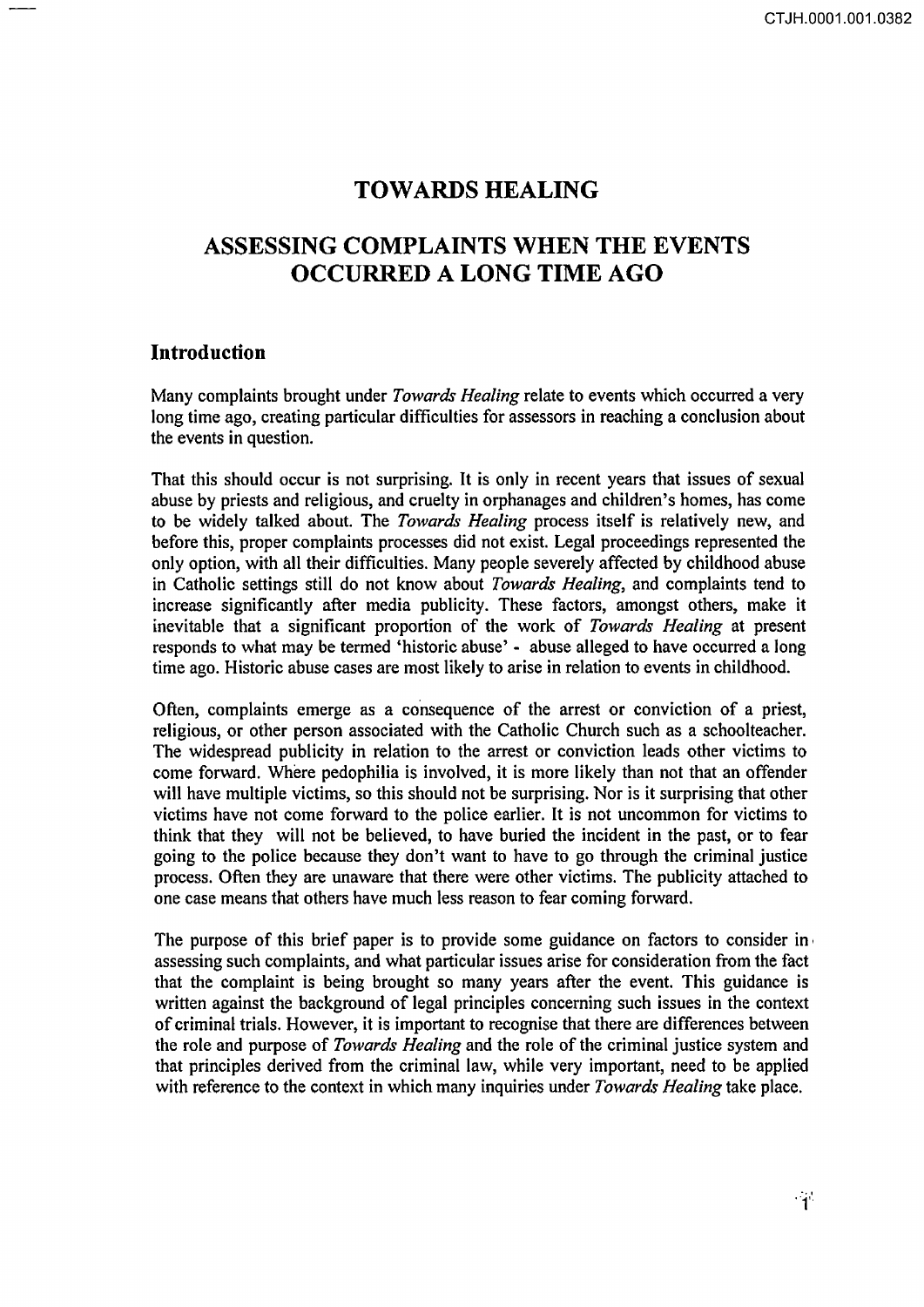# TOWARDS HEALING

# ASSESSING COMPLAINTS WHEN THE EVENTS OCCURRED A LONG TIME AGO

## Introduction

Many complaints brought under *Towards Healing* relate to events which occurred a very long time ago, creating particular difficulties for assessors in reaching a conclusion about the events in question.

That this should occur is not surprising. It is only in recent years that issues of sexual abuse by priests and religious, and cruelty in orphanages and children's homes, has come to be widely talked about. The *Towards Healing* process itself is relatively new, and before this, proper complaints processes did not exist. Legal proceedings represented the only option, with all their difficulties. Many people severely affected by childhood abuse in Catholic settings still do not know about *Towards Healing*, and complaints tend to increase significantly after media publicity. These factors, amongst others, make it inevitable that a significant proportion of the work of *Towards Healing* at present responds to what may be termed 'historic abuse' - abuse alleged to have occurred a long time ago. Historic abuse cases are most likely to arise in relation to events in childhood.

Often, complaints emerge as a consequence of the arrest or conviction of a priest, religious, or other person associated with the Catholic Church such as a schoolteacher. The widespread publicity in relation to the arrest or conviction leads other victims to come forward. Where pedophilia is involved, it is more likely than not that an offender will have multiple victims, so this should not be surprising. Nor is it surprising that other victims have not come forward to the police earlier. It is not uncommon for victims to think that they will not be believed, to have buried the incident in the past, or to fear going to the police because they don't want to have to go through the criminal justice process. Often they are unaware that there were other victims. The publicity attached to one case means that others have much less reason to fear coming forward.

The purpose of this brief paper is to provide some guidance on factors to consider in assessing such complaints, and what particular issues arise for consideration from the fact that the complaint is being brought so many years after the event. This guidance is written against the background of legal principles concerning such issues in the context of criminal trials. However, it is important to recognise that there are differences between the role and purpose of *Towards Healing* and the role of the criminal justice system and that principles derived from the criminal law, while very important, need to be applied with reference to the context in which many inquiries under *Towards Healing* take place.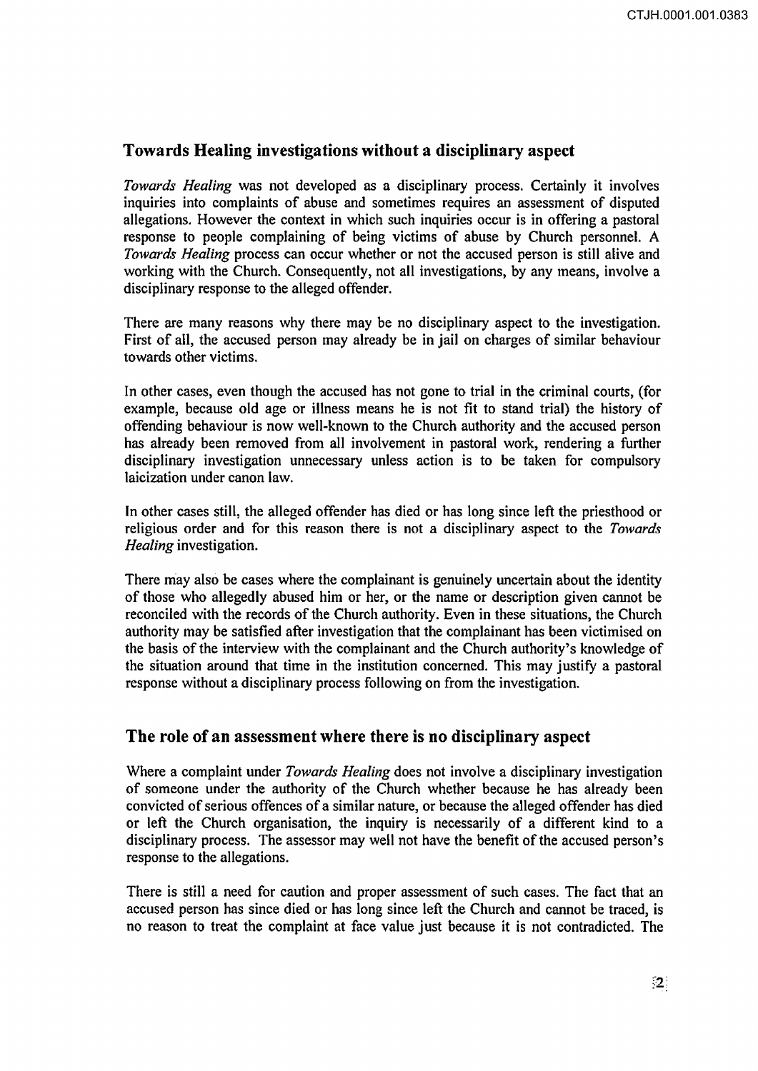## Towards Healing investigations without a disciplinary aspect

*Towards Healing* was not developed as a disciplinary process. Certainly it involves inquiries into complaints of abuse and sometimes requires an assessment of disputed allegations. However the context in which such inquiries occur is in offering a pastoral response to people complaining of being victims of abuse by Church personnel. A *Towards Healing* process can occur whether or not the accused person is still alive and working with the Church. Consequently, not all investigations, by any means, involve a disciplinary response to the alleged offender.

There are many reasons why there may be no disciplinary aspect to the investigation. First of all, the accused person may already be in jail on charges of similar behaviour towards other victims.

In other cases, even though the accused has not gone to trial in the criminal courts, (for example, because old age or illness means he is not fit to stand trial) the history of offending behaviour is now well-known to the Church authority and the accused person has already been removed from all involvement in pastoral work, rendering a further disciplinary investigation unnecessary unless action is to be taken for compulsory laicization under canon law.

In other cases still, the alleged offender has died or has long since left the priesthood or religious order and for this reason there is not a disciplinary aspect to the *Towards Healing* investigation.

There may also be cases where the complainant is genuinely uncertain about the identity of those who allegedly abused him or her, or the name or description given cannot be reconciled with the records of the Church authority. Even in these situations, the Church authority may be satisfied after investigation that the complainant has been victimised on the basis of the interview with the complainant and the Church authority's knowledge of the situation around that time in the institution concerned. This may justify a pastoral response without a disciplinary process following on from the investigation.

## The role of an assessment where there is no disciplinary aspect

Where a complaint under *Towards Healing* does not involve a disciplinary investigation of someone under the authority of the Church whether because he has already been convicted of serious offences of a similar nature, or because the alleged offender has died or left the Church organisation, the inquiry is necessarily of a different kind to a disciplinary process. The assessor may well not have the benefit of the accused person's response to the allegations.

There is still a need for caution and proper assessment of such cases. The fact that an accused person has since died or has long since left the Church and cannot be traced, is no reason to treat the complaint at face value just because it is not contradicted. The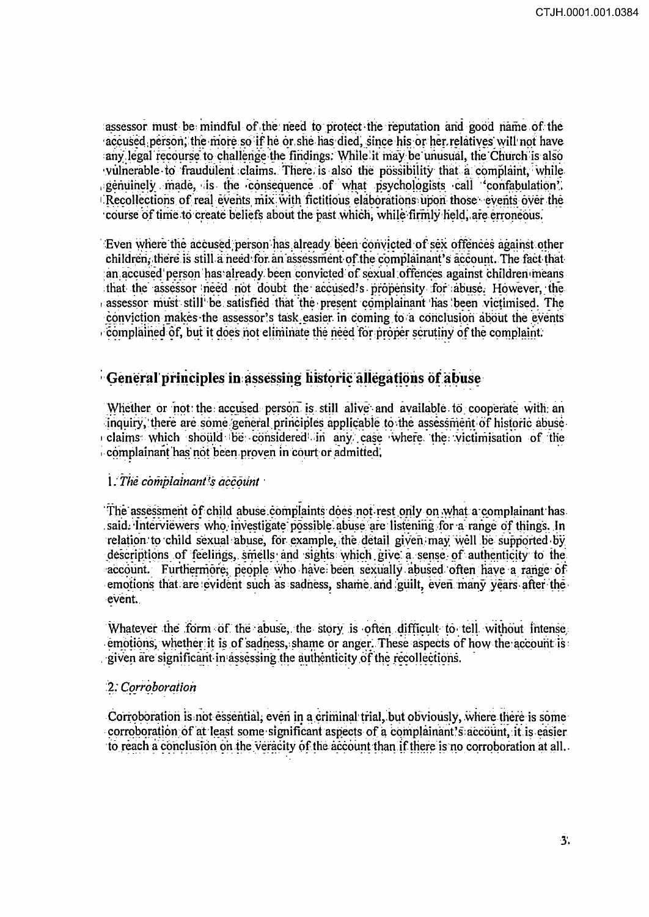assessor must be mindful of the need to protect the reputation and good name of the accused person, the more so if he or she has died, since his or her relatives will not have any legal recourse to challenge the findings. While it may be unusual, the Church is also vulnerable to fraudulent claims. There is also the possibility that a complaint, while genuinely made, is the consequence of what psychologists call 'confabulation'. Recollections of real events mix with fictitious elaborations upon those events over the course of time to create beliefs about the past which, while firmly held, are erroneous.

Even where the accused person has already been convicted of sex offences against other children, there is still a need for an assessment of the complainant's account. The fact that an accused person has already been convicted of sexual offences against children means that the assessor need not doubt the accused's propensity for abuse. However, the assessor must still be satisfied that the present complainant has been victimised. The conviction makes the assessor's task easier in coming to a conclusion about the events complained of, but it does not eliminate the need for proper scrutiny of the complaint.

## General principles in assessing historic allegations of abuse

Whether or not the accused person is still alive and available to cooperate with an inquiry, there are some general principles applicable to the assessment of historic abuse claims which should be considered in any case where the victimisation of the complainant has not been proven in court or admitted.

### 1. *The complainant's account*

The assessment of child abuse complaints does not rest only on what a complainant has said. Interviewers who investigate possible abuse are listening for a range of things. In relation to child sexual abuse, for example, the detail given may well be supported by descriptions of feelings, smells and sights which give a sense of authenticity to the account. Furthermore, people who have been sexually abused often have a range of emotions that are evident such as sadness, shame and guilt, even many years after the event.

Whatever the form of the abuse, the story is often difficult to tell without intense emotions, whether it is of sadness, shame or anger. These aspects of how the account is given are significant in assessing the authenticity of the recollections.

### 2. *Corroboration*

Corroboration is not essential, even in a criminal trial, but obviously, where there is some corroboration of at least some significant aspects of a complainant's account, it is easier to reach a conclusion on the veracity of the account than if there is no corroboration at all.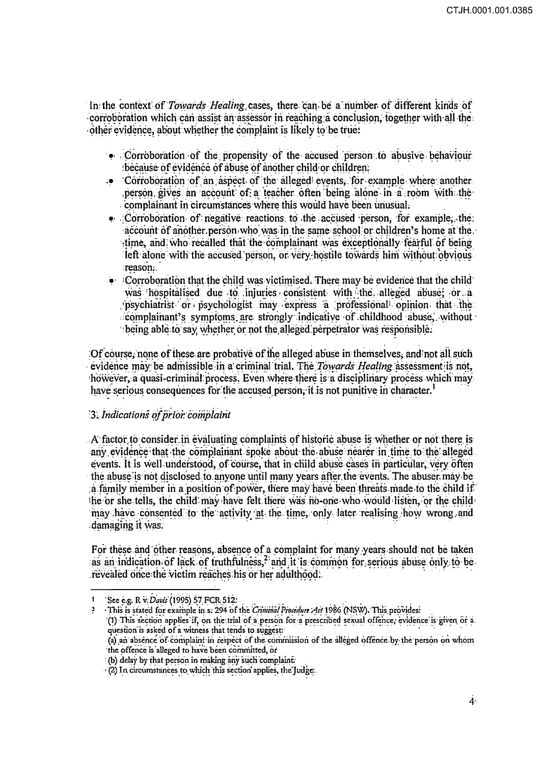In the context of *Towards Healing* cases, there can be a number of different kinds of corroboration which can assist an assessor in reaching a conclusion, together with all the other evidence, about whether the complaint is likely to be true:

- Corroboration of the propensity of the accused person to abusive behaviour because of evidence of abuse of another child or children.
- Corroboration of an aspect of the alleged events, for example where another person gives an account of a teacher often being alone in a room with the complainant in circumstances where this would have been unusual.
- Corroboration of negative reactions to the accused person, for example, the account of another person who was in the same school or children's home at the time, and who recalled that the complainant was exceptionally fearful of being left alone with the accused person, or very hostile towards him without obvious reason.
- Corroboration that the child was victimised. There may be evidence that the child was hospitalised due to injuries consistent with the alleged abuse; or a psychiatrist or psychologist may express a professional opinion that the complainant's symptoms are strongly indicative of childhood abuse, without being able to say whether or not the alleged perpetrator was responsible.

Of course, none of these are probative of the alleged abuse in themselves, and not all such evidence may be admissible in a criminal trial. The *Towards Healing* assessment is not, however, a quasi-criminal process. Even where there is a disciplinary process which may have serious consequences for the accused person, it is not punitive in character.[1]

### 3. *Indications of prior complaint*

A factor to consider in evaluating complaints of historic abuse is whether or not there is any evidence that the complainant spoke about the abuse nearer in time to the alleged events. It is well understood, of course, that in child abuse cases in particular, very often the abuse is not disclosed to anyone until many years after the events. The abuser may be a family member in a position of power, there may have been threats made to the child if he or she tells, the child may have felt there was no-one who would listen, or the child may have consented to the activity at the time, only later realising how wrong and damaging it was.

For these and other reasons, absence of a complaint for many years should not be taken as an indication of lack of truthfulness,[2] and it is common for serious abuse only to be revealed once the victim reaches his or her adulthood.

---

1 See e.g. R v *Davis* (1995) 57 FCR 512.

2 This is stated for example in s. 294 of the *Criminal Procedure Act* 1986 (NSW). This provides:
(1) This section applies if, on the trial of a person for a prescribed sexual offence, evidence is given or a question is asked of a witness that tends to suggest:
(a) an absence of complaint in respect of the commission of the alleged offence by the person on whom the offence is alleged to have been committed, or
(b) delay by that person in making any such complaint.
(2) In circumstances to which this section applies, the Judge: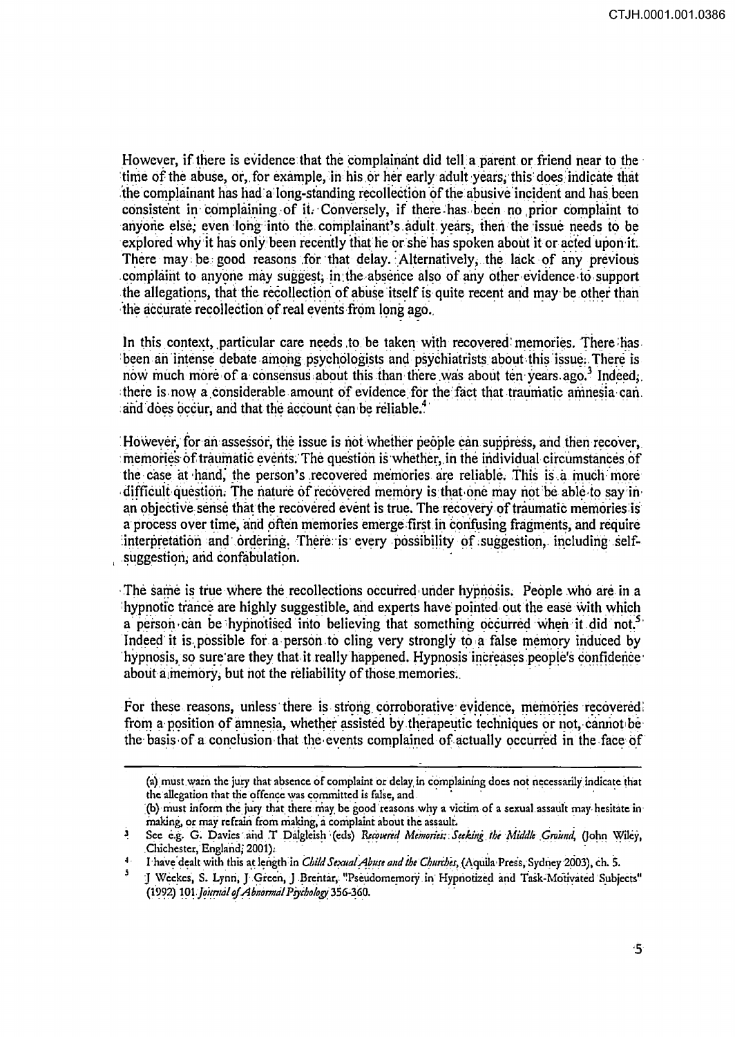However, if there is evidence that the complainant did tell a parent or friend near to the time of the abuse, or, for example, in his or her early adult years, this does indicate that the complainant has had a long-standing recollection of the abusive incident and has been consistent in complaining of it. Conversely, if there has been no prior complaint to anyone else, even long into the complainant's adult years, then the issue needs to be explored why it has only been recently that he or she has spoken about it or acted upon it. There may be good reasons for that delay. Alternatively, the lack of any previous complaint to anyone may suggest, in the absence also of any other evidence to support the allegations, that the recollection of abuse itself is quite recent and may be other than the accurate recollection of real events from long ago.

In this context, particular care needs to be taken with recovered memories. There has been an intense debate among psychologists and psychiatrists about this issue. There is now much more of a consensus about this than there was about ten years ago.[3] Indeed, there is now a considerable amount of evidence for the fact that traumatic amnesia can and does occur, and that the account can be reliable.[4]

However, for an assessor, the issue is not whether people can suppress, and then recover, memories of traumatic events. The question is whether, in the individual circumstances of the case at hand, the person's recovered memories are reliable. This is a much more difficult question. The nature of recovered memory is that one may not be able to say in an objective sense that the recovered event is true. The recovery of traumatic memories is a process over time, and often memories emerge first in confusing fragments, and require interpretation and ordering. There is every possibility of suggestion, including self-suggestion, and confabulation.

The same is true where the recollections occurred under hypnosis. People who are in a hypnotic trance are highly suggestible, and experts have pointed out the ease with which a person can be hypnotised into believing that something occurred when it did not.[5] Indeed it is possible for a person to cling very strongly to a false memory induced by hypnosis, so sure are they that it really happened. Hypnosis increases people's confidence about a memory, but not the reliability of those memories.

For these reasons, unless there is strong corroborative evidence, memories recovered from a position of amnesia, whether assisted by therapeutic techniques or not, cannot be the basis of a conclusion that the events complained of actually occurred in the face of

---

(a) must warn the jury that absence of complaint or delay in complaining does not necessarily indicate that the allegation that the offence was committed is false, and

(b) must inform the jury that there may be good reasons why a victim of a sexual assault may hesitate in making, or may refrain from making, a complaint about the assault.

[3] See e.g. G. Davies and T Dalgleish (eds) *Recovered Memories: Seeking the Middle Ground*, (John Wiley, Chichester, England, 2001).

[4] I have dealt with this at length in *Child Sexual Abuse and the Churches*, (Aquila Press, Sydney 2003), ch. 5.

[5] J Weekes, S. Lynn, J Green, J Brentar, "Pseudomemory in Hypnotized and Task-Motivated Subjects" (1992) 101 *Journal of Abnormal Psychology* 356-360.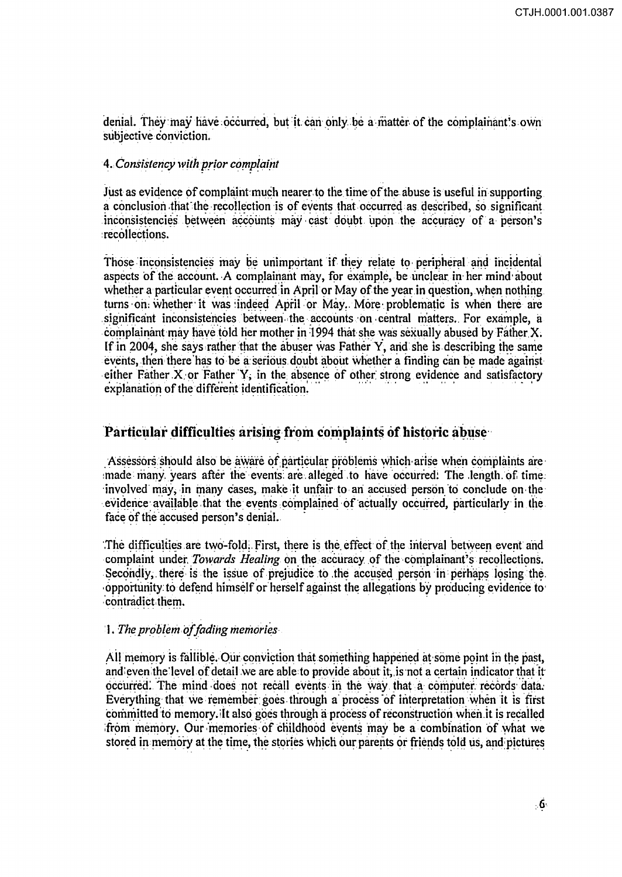denial. They may have occurred, but it can only be a matter of the complainant's own subjective conviction.

#### 4. *Consistency with prior complaint*

Just as evidence of complaint much nearer to the time of the abuse is useful in supporting a conclusion that the recollection is of events that occurred as described, so significant inconsistencies between accounts may cast doubt upon the accuracy of a person's recollections.

Those inconsistencies may be unimportant if they relate to peripheral and incidental aspects of the account. A complainant may, for example, be unclear in her mind about whether a particular event occurred in April or May of the year in question, when nothing turns on whether it was indeed April or May. More problematic is when there are significant inconsistencies between the accounts on central matters. For example, a complainant may have told her mother in 1994 that she was sexually abused by Father X. If in 2004, she says rather that the abuser was Father Y, and she is describing the same events, then there has to be a serious doubt about whether a finding can be made against either Father X or Father Y, in the absence of other strong evidence and satisfactory explanation of the different identification.

## Particular difficulties arising from complaints of historic abuse

Assessors should also be aware of particular problems which arise when complaints are made many years after the events are alleged to have occurred. The length of time involved may, in many cases, make it unfair to an accused person to conclude on the evidence available that the events complained of actually occurred, particularly in the face of the accused person's denial.

The difficulties are two-fold. First, there is the effect of the interval between event and complaint under *Towards Healing* on the accuracy of the complainant's recollections. Secondly, there is the issue of prejudice to the accused person in perhaps losing the opportunity to defend himself or herself against the allegations by producing evidence to contradict them.

#### 1. *The problem of fading memories*

All memory is fallible. Our conviction that something happened at some point in the past, and even the level of detail we are able to provide about it, is not a certain indicator that it occurred. The mind does not recall events in the way that a computer records data. Everything that we remember goes through a process of interpretation when it is first committed to memory. It also goes through a process of reconstruction when it is recalled from memory. Our memories of childhood events may be a combination of what we stored in memory at the time, the stories which our parents or friends told us, and pictures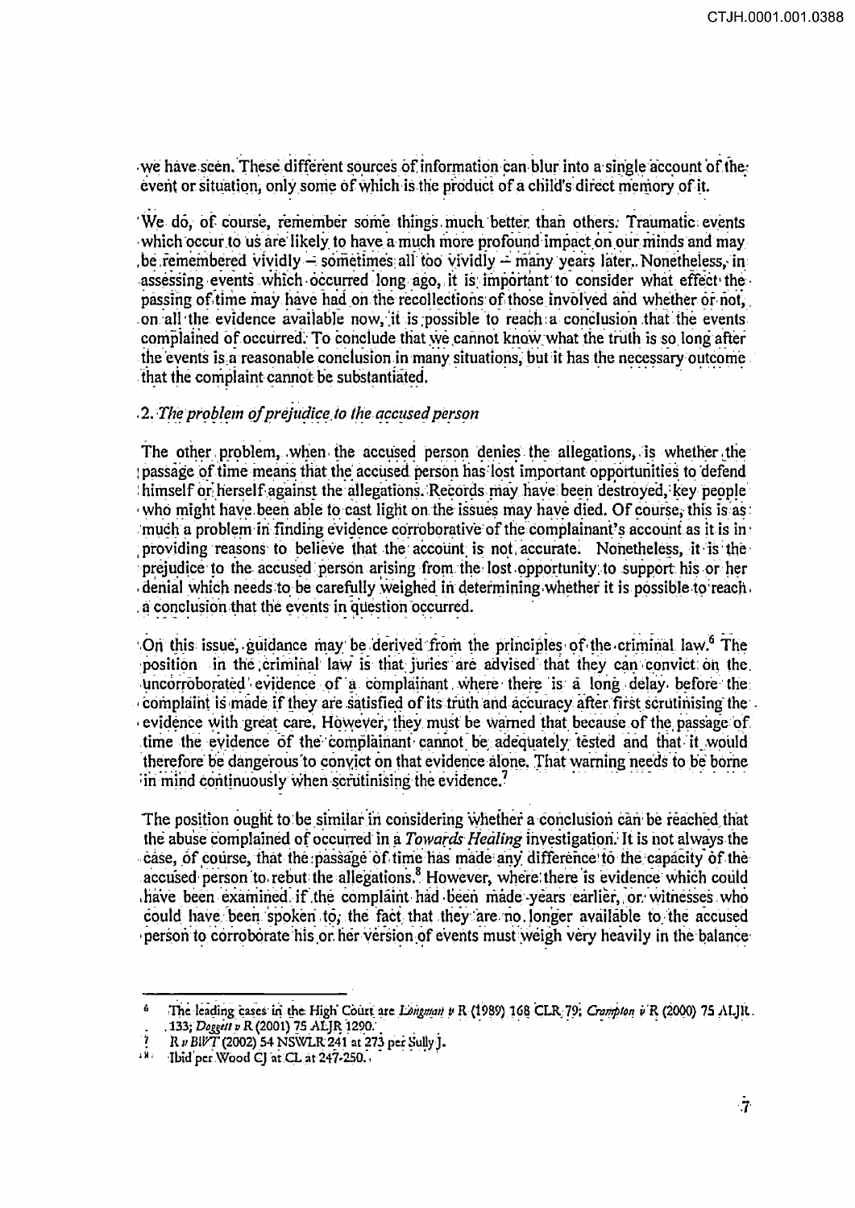we have seen. These different sources of information can blur into a single account of the event or situation, only some of which is the product of a child's direct memory of it.

We do, of course, remember some things much better than others. Traumatic events which occur to us are likely to have a much more profound impact on our minds and may be remembered vividly – sometimes all too vividly – many years later. Nonetheless, in assessing events which occurred long ago, it is important to consider what effect the passing of time may have had on the recollections of those involved and whether or not, on all the evidence available now, it is possible to reach a conclusion that the events complained of occurred. To conclude that we cannot know what the truth is so long after the events is a reasonable conclusion in many situations, but it has the necessary outcome that the complaint cannot be substantiated.

### 2. *The problem of prejudice to the accused person*

The other problem, when the accused person denies the allegations, is whether the passage of time means that the accused person has lost important opportunities to defend himself or herself against the allegations. Records may have been destroyed, key people who might have been able to cast light on the issues may have died. Of course, this is as much a problem in finding evidence corroborative of the complainant's account as it is in providing reasons to believe that the account is not accurate. Nonetheless, it is the prejudice to the accused person arising from the lost opportunity to support his or her denial which needs to be carefully weighed in determining whether it is possible to reach a conclusion that the events in question occurred.

On this issue, guidance may be derived from the principles of the criminal law.[6] The position in the criminal law is that juries are advised that they can convict on the uncorroborated evidence of a complainant where there is a long delay before the complaint is made if they are satisfied of its truth and accuracy after first scrutinising the evidence with great care. However, they must be warned that because of the passage of time the evidence of the complainant cannot be adequately tested and that it would therefore be dangerous to convict on that evidence alone. That warning needs to be borne in mind continuously when scrutinising the evidence.[7]

The position ought to be similar in considering whether a conclusion can be reached that the abuse complained of occurred in a *Towards Healing* investigation. It is not always the case, of course, that the passage of time has made any difference to the capacity of the accused person to rebut the allegations.[8] However, where there is evidence which could have been examined if the complaint had been made years earlier, or witnesses who could have been spoken to, the fact that they are no longer available to the accused person to corroborate his or her version of events must weigh very heavily in the balance

---

[6] The leading cases in the High Court are *Longman v R* (1989) 168 CLR 79; *Crampton v R* (2000) 75 ALJR 133; *Doggett v R* (2001) 75 ALJR 1290.

[7] *R v BWT* (2002) 54 NSWLR 241 at 273 per Sully J.

[8] Ibid per Wood CJ at CL at 247-250.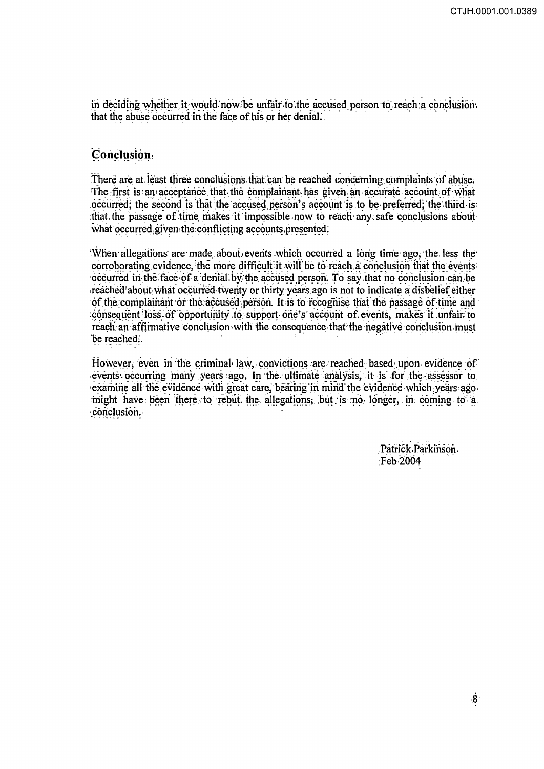in deciding whether it would now be unfair to the accused person to reach a conclusion that the abuse occurred in the face of his or her denial.

## Conclusion

There are at least three conclusions that can be reached concerning complaints of abuse. The first is an acceptance that the complainant has given an accurate account of what occurred; the second is that the accused person's account is to be preferred; the third is that the passage of time makes it impossible now to reach any safe conclusions about what occurred given the conflicting accounts presented.

When allegations are made about events which occurred a long time ago, the less the corroborating evidence, the more difficult it will be to reach a conclusion that the events occurred in the face of a denial by the accused person. To say that no conclusion can be reached about what occurred twenty or thirty years ago is not to indicate a disbelief either of the complainant or the accused person. It is to recognise that the passage of time and consequent loss of opportunity to support one's account of events, makes it unfair to reach an affirmative conclusion with the consequence that the negative conclusion must be reached.

However, even in the criminal law, convictions are reached based upon evidence of events occurring many years ago. In the ultimate analysis, it is for the assessor to examine all the evidence with great care, bearing in mind the evidence which years ago might have been there to rebut the allegations, but is no longer, in coming to a conclusion.

Patrick Parkinson
Feb 2004